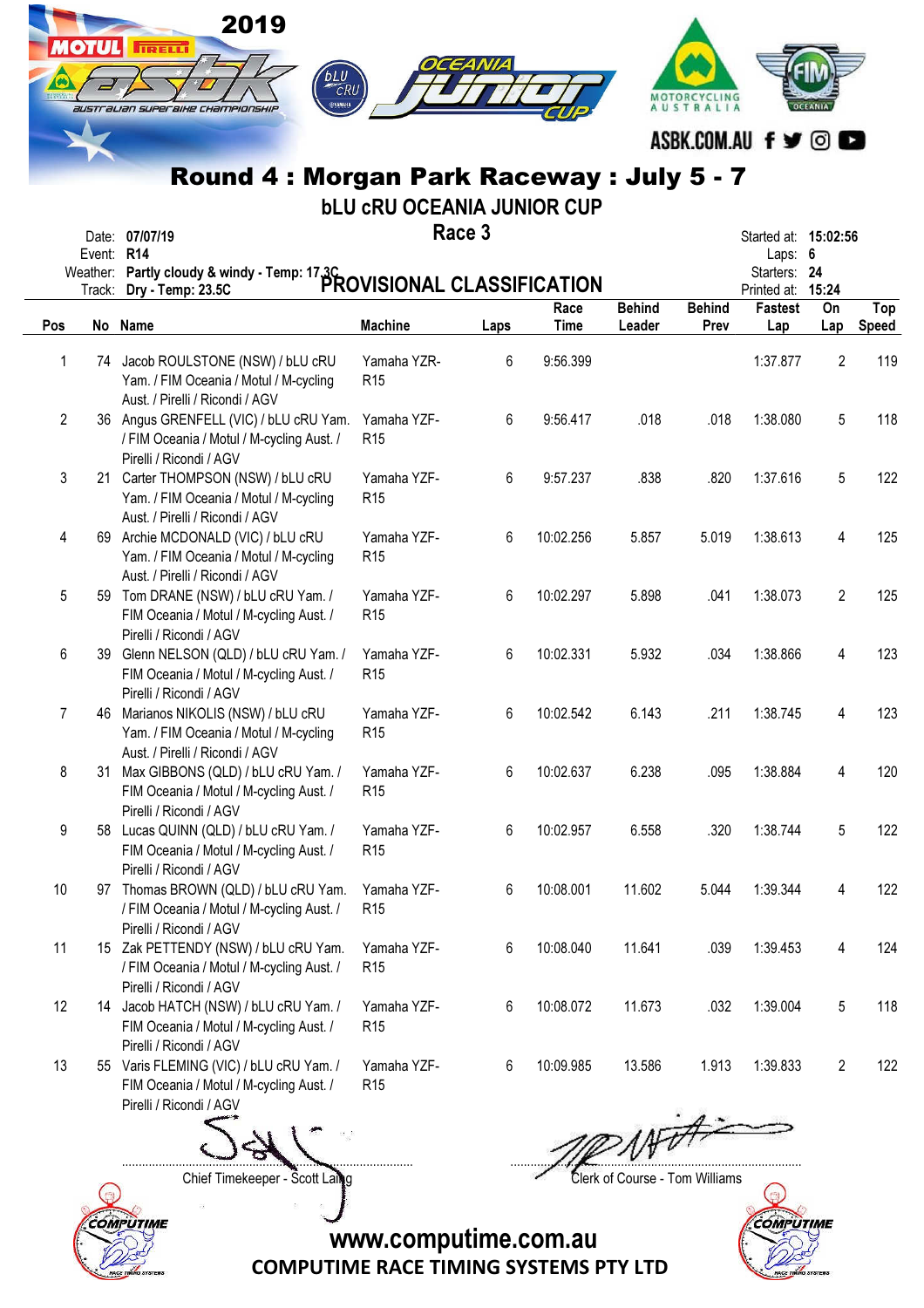2019

# Round 4 : Morgan Park Raceway : July 5 - 7

## bLU cRU OCEANIA JUNIOR CUP

### Race 3

Date: **07/07/19**
Event: **R14**
Weather: **Partly cloudy & windy - Temp: 17.3C**
Track: **Dry - Temp: 23.5C**

Started at: **15:02:56**
Laps: **6**
Starters: **24**
Printed at: **15:24**

### PROVISIONAL CLASSIFICATION

| Pos | No | Name | Machine | Laps | Race Time | Behind Leader | Behind Prev | Fastest Lap | On Lap | Top Speed |
|---|---|---|---|---|---|---|---|---|---|---|
| 1 | 74 | Jacob ROULSTONE (NSW) / bLU cRU Yam. / FIM Oceania / Motul / M-cycling Aust. / Pirelli / Ricondi / AGV | Yamaha YZR-R15 | 6 | 9:56.399 | | | 1:37.877 | 2 | 119 |
| 2 | 36 | Angus GRENFELL (VIC) / bLU cRU Yam. / FIM Oceania / Motul / M-cycling Aust. / Pirelli / Ricondi / AGV | Yamaha YZF-R15 | 6 | 9:56.417 | .018 | .018 | 1:38.080 | 5 | 118 |
| 3 | 21 | Carter THOMPSON (NSW) / bLU cRU Yam. / FIM Oceania / Motul / M-cycling Aust. / Pirelli / Ricondi / AGV | Yamaha YZF-R15 | 6 | 9:57.237 | .838 | .820 | 1:37.616 | 5 | 122 |
| 4 | 69 | Archie MCDONALD (VIC) / bLU cRU Yam. / FIM Oceania / Motul / M-cycling Aust. / Pirelli / Ricondi / AGV | Yamaha YZF-R15 | 6 | 10:02.256 | 5.857 | 5.019 | 1:38.613 | 4 | 125 |
| 5 | 59 | Tom DRANE (NSW) / bLU cRU Yam. / FIM Oceania / Motul / M-cycling Aust. / Pirelli / Ricondi / AGV | Yamaha YZF-R15 | 6 | 10:02.297 | 5.898 | .041 | 1:38.073 | 2 | 125 |
| 6 | 39 | Glenn NELSON (QLD) / bLU cRU Yam. / FIM Oceania / Motul / M-cycling Aust. / Pirelli / Ricondi / AGV | Yamaha YZF-R15 | 6 | 10:02.331 | 5.932 | .034 | 1:38.866 | 4 | 123 |
| 7 | 46 | Marianos NIKOLIS (NSW) / bLU cRU Yam. / FIM Oceania / Motul / M-cycling Aust. / Pirelli / Ricondi / AGV | Yamaha YZF-R15 | 6 | 10:02.542 | 6.143 | .211 | 1:38.745 | 4 | 123 |
| 8 | 31 | Max GIBBONS (QLD) / bLU cRU Yam. / FIM Oceania / Motul / M-cycling Aust. / Pirelli / Ricondi / AGV | Yamaha YZF-R15 | 6 | 10:02.637 | 6.238 | .095 | 1:38.884 | 4 | 120 |
| 9 | 58 | Lucas QUINN (QLD) / bLU cRU Yam. / FIM Oceania / Motul / M-cycling Aust. / Pirelli / Ricondi / AGV | Yamaha YZF-R15 | 6 | 10:02.957 | 6.558 | .320 | 1:38.744 | 5 | 122 |
| 10 | 97 | Thomas BROWN (QLD) / bLU cRU Yam. / FIM Oceania / Motul / M-cycling Aust. / Pirelli / Ricondi / AGV | Yamaha YZF-R15 | 6 | 10:08.001 | 11.602 | 5.044 | 1:39.344 | 4 | 122 |
| 11 | 15 | Zak PETTENDY (NSW) / bLU cRU Yam. / FIM Oceania / Motul / M-cycling Aust. / Pirelli / Ricondi / AGV | Yamaha YZF-R15 | 6 | 10:08.040 | 11.641 | .039 | 1:39.453 | 4 | 124 |
| 12 | 14 | Jacob HATCH (NSW) / bLU cRU Yam. / FIM Oceania / Motul / M-cycling Aust. / Pirelli / Ricondi / AGV | Yamaha YZF-R15 | 6 | 10:08.072 | 11.673 | .032 | 1:39.004 | 5 | 118 |
| 13 | 55 | Varis FLEMING (VIC) / bLU cRU Yam. / FIM Oceania / Motul / M-cycling Aust. / Pirelli / Ricondi / AGV | Yamaha YZF-R15 | 6 | 10:09.985 | 13.586 | 1.913 | 1:39.833 | 2 | 122 |

Chief Timekeeper - Scott Laing

Clerk of Course - Tom Williams

www.computime.com.au
COMPUTIME RACE TIMING SYSTEMS PTY LTD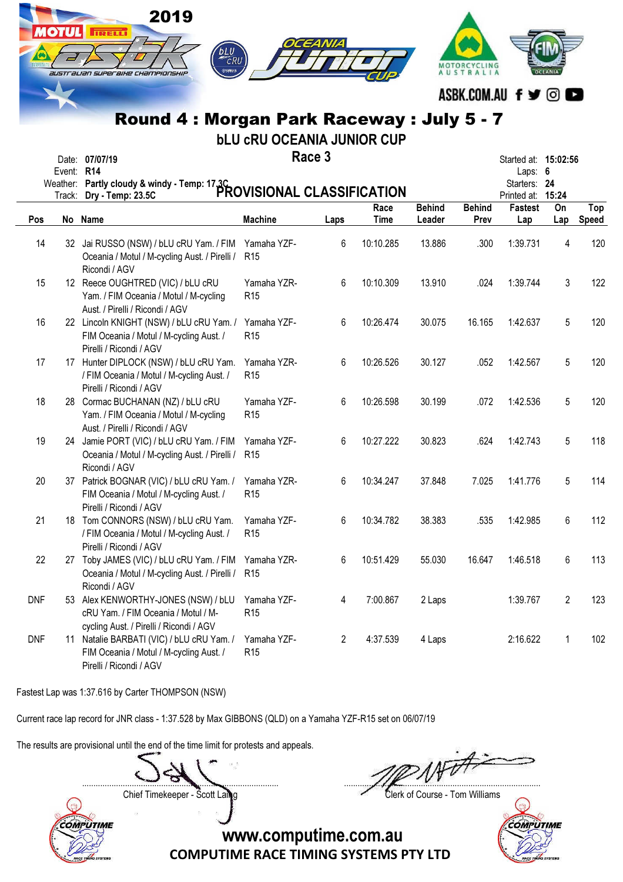2019

## Round 4 : Morgan Park Raceway : July 5 - 7

### bLU cRU OCEANIA JUNIOR CUP

### Race 3

### PROVISIONAL CLASSIFICATION

Date: **07/07/19**
Event: **R14**
Weather: **Partly cloudy & windy - Temp: 17.3C**
Track: **Dry - Temp: 23.5C**

Started at: **15:02:56**
Laps: **6**
Starters: **24**
Printed at: **15:24**

| Pos | No | Name | Machine | Laps | Race Time | Behind Leader | Behind Prev | Fastest Lap | On Lap | Top Speed |
|---|---|---|---|---|---|---|---|---|---|---|
| 14 | 32 | Jai RUSSO (NSW) / bLU cRU Yam. / FIM Oceania / Motul / M-cycling Aust. / Pirelli / Ricondi / AGV | Yamaha YZF-R15 | 6 | 10:10.285 | 13.886 | .300 | 1:39.731 | 4 | 120 |
| 15 | 12 | Reece OUGHTRED (VIC) / bLU cRU Yam. / FIM Oceania / Motul / M-cycling Aust. / Pirelli / Ricondi / AGV | Yamaha YZR-R15 | 6 | 10:10.309 | 13.910 | .024 | 1:39.744 | 3 | 122 |
| 16 | 22 | Lincoln KNIGHT (NSW) / bLU cRU Yam. / FIM Oceania / Motul / M-cycling Aust. / Pirelli / Ricondi / AGV | Yamaha YZF-R15 | 6 | 10:26.474 | 30.075 | 16.165 | 1:42.637 | 5 | 120 |
| 17 | 17 | Hunter DIPLOCK (NSW) / bLU cRU Yam. / FIM Oceania / Motul / M-cycling Aust. / Pirelli / Ricondi / AGV | Yamaha YZR-R15 | 6 | 10:26.526 | 30.127 | .052 | 1:42.567 | 5 | 120 |
| 18 | 28 | Cormac BUCHANAN (NZ) / bLU cRU Yam. / FIM Oceania / Motul / M-cycling Aust. / Pirelli / Ricondi / AGV | Yamaha YZF-R15 | 6 | 10:26.598 | 30.199 | .072 | 1:42.536 | 5 | 120 |
| 19 | 24 | Jamie PORT (VIC) / bLU cRU Yam. / FIM Oceania / Motul / M-cycling Aust. / Pirelli / Ricondi / AGV | Yamaha YZF-R15 | 6 | 10:27.222 | 30.823 | .624 | 1:42.743 | 5 | 118 |
| 20 | 37 | Patrick BOGNAR (VIC) / bLU cRU Yam. / FIM Oceania / Motul / M-cycling Aust. / Pirelli / Ricondi / AGV | Yamaha YZR-R15 | 6 | 10:34.247 | 37.848 | 7.025 | 1:41.776 | 5 | 114 |
| 21 | 18 | Tom CONNORS (NSW) / bLU cRU Yam. / FIM Oceania / Motul / M-cycling Aust. / Pirelli / Ricondi / AGV | Yamaha YZF-R15 | 6 | 10:34.782 | 38.383 | .535 | 1:42.985 | 6 | 112 |
| 22 | 27 | Toby JAMES (VIC) / bLU cRU Yam. / FIM Oceania / Motul / M-cycling Aust. / Pirelli / Ricondi / AGV | Yamaha YZR-R15 | 6 | 10:51.429 | 55.030 | 16.647 | 1:46.518 | 6 | 113 |
| DNF | 53 | Alex KENWORTHY-JONES (NSW) / bLU cRU Yam. / FIM Oceania / Motul / M-cycling Aust. / Pirelli / Ricondi / AGV | Yamaha YZF-R15 | 4 | 7:00.867 | 2 Laps | | 1:39.767 | 2 | 123 |
| DNF | 11 | Natalie BARBATI (VIC) / bLU cRU Yam. / FIM Oceania / Motul / M-cycling Aust. / Pirelli / Ricondi / AGV | Yamaha YZF-R15 | 2 | 4:37.539 | 4 Laps | | 2:16.622 | 1 | 102 |

Fastest Lap was 1:37.616 by Carter THOMPSON (NSW)

Current race lap record for JNR class - 1:37.528 by Max GIBBONS (QLD) on a Yamaha YZF-R15 set on 06/07/19

The results are provisional until the end of the time limit for protests and appeals.

Chief Timekeeper - Scott Laing

Clerk of Course - Tom Williams

www.computime.com.au
COMPUTIME RACE TIMING SYSTEMS PTY LTD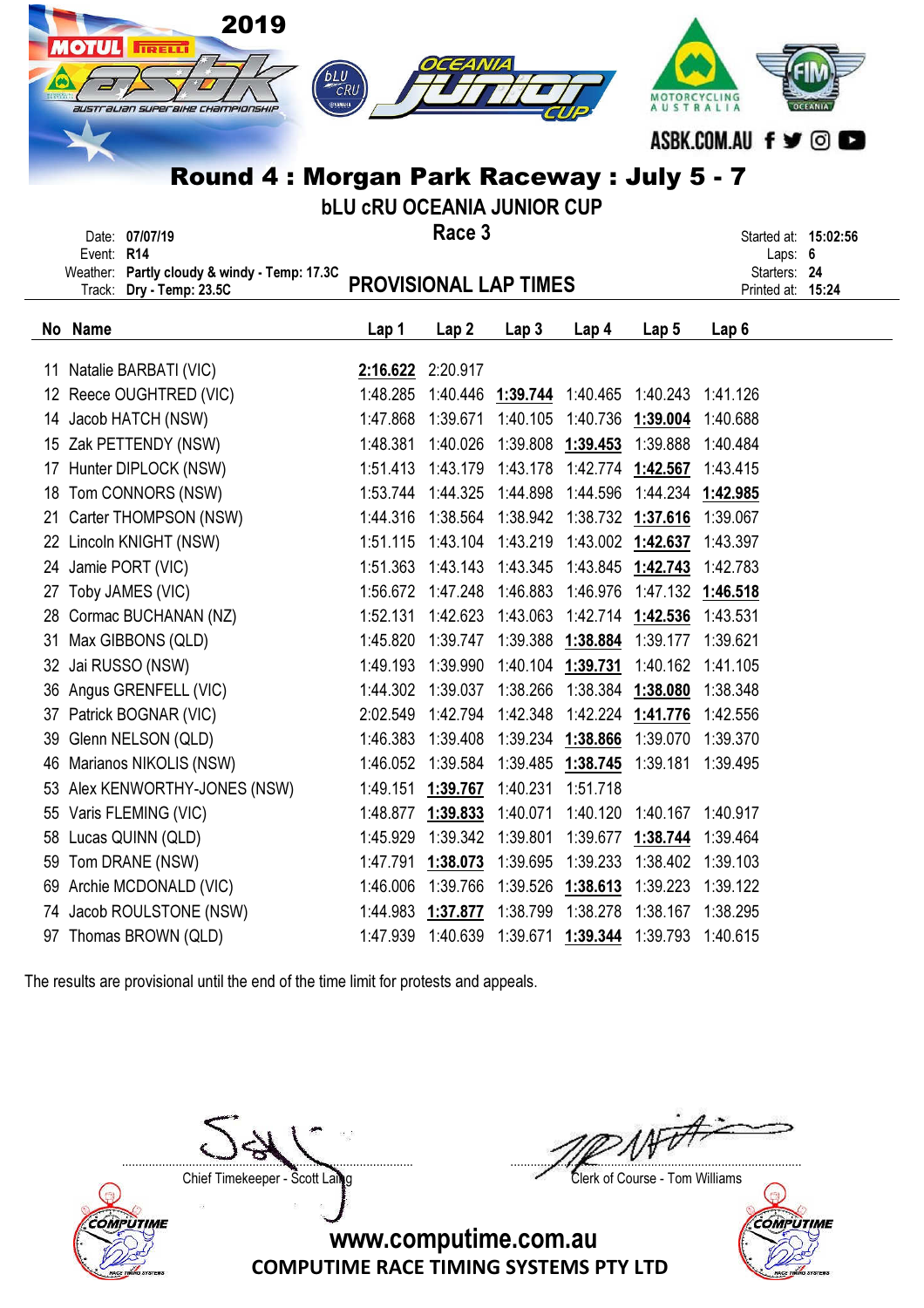2019

# Round 4 : Morgan Park Raceway : July 5 - 7

## bLU cRU OCEANIA JUNIOR CUP

### Race 3

Date: **07/07/19**
Event: **R14**
Weather: **Partly cloudy & windy - Temp: 17.3C**
Track: **Dry - Temp: 23.5C**

## PROVISIONAL LAP TIMES

Started at: **15:02:56**
Laps: **6**
Starters: **24**
Printed at: **15:24**

| No | Name | Lap 1 | Lap 2 | Lap 3 | Lap 4 | Lap 5 | Lap 6 |
|---|---|---|---|---|---|---|---|
| 11 | Natalie BARBATI (VIC) | **2:16.622** | 2:20.917 | | | | |
| 12 | Reece OUGHTRED (VIC) | 1:48.285 | 1:40.446 | **1:39.744** | 1:40.465 | 1:40.243 | 1:41.126 |
| 14 | Jacob HATCH (NSW) | 1:47.868 | 1:39.671 | 1:40.105 | 1:40.736 | **1:39.004** | 1:40.688 |
| 15 | Zak PETTENDY (NSW) | 1:48.381 | 1:40.026 | 1:39.808 | **1:39.453** | 1:39.888 | 1:40.484 |
| 17 | Hunter DIPLOCK (NSW) | 1:51.413 | 1:43.179 | 1:43.178 | 1:42.774 | **1:42.567** | 1:43.415 |
| 18 | Tom CONNORS (NSW) | 1:53.744 | 1:44.325 | 1:44.898 | 1:44.596 | 1:44.234 | **1:42.985** |
| 21 | Carter THOMPSON (NSW) | 1:44.316 | 1:38.564 | 1:38.942 | 1:38.732 | **1:37.616** | 1:39.067 |
| 22 | Lincoln KNIGHT (NSW) | 1:51.115 | 1:43.104 | 1:43.219 | 1:43.002 | **1:42.637** | 1:43.397 |
| 24 | Jamie PORT (VIC) | 1:51.363 | 1:43.143 | 1:43.345 | 1:43.845 | **1:42.743** | 1:42.783 |
| 27 | Toby JAMES (VIC) | 1:56.672 | 1:47.248 | 1:46.883 | 1:46.976 | 1:47.132 | **1:46.518** |
| 28 | Cormac BUCHANAN (NZ) | 1:52.131 | 1:42.623 | 1:43.063 | 1:42.714 | **1:42.536** | 1:43.531 |
| 31 | Max GIBBONS (QLD) | 1:45.820 | 1:39.747 | 1:39.388 | **1:38.884** | 1:39.177 | 1:39.621 |
| 32 | Jai RUSSO (NSW) | 1:49.193 | 1:39.990 | 1:40.104 | **1:39.731** | 1:40.162 | 1:41.105 |
| 36 | Angus GRENFELL (VIC) | 1:44.302 | 1:39.037 | 1:38.266 | 1:38.384 | **1:38.080** | 1:38.348 |
| 37 | Patrick BOGNAR (VIC) | 2:02.549 | 1:42.794 | 1:42.348 | 1:42.224 | **1:41.776** | 1:42.556 |
| 39 | Glenn NELSON (QLD) | 1:46.383 | 1:39.408 | 1:39.234 | **1:38.866** | 1:39.070 | 1:39.370 |
| 46 | Marianos NIKOLIS (NSW) | 1:46.052 | 1:39.584 | 1:39.485 | **1:38.745** | 1:39.181 | 1:39.495 |
| 53 | Alex KENWORTHY-JONES (NSW) | 1:49.151 | **1:39.767** | 1:40.231 | 1:51.718 | | |
| 55 | Varis FLEMING (VIC) | 1:48.877 | **1:39.833** | 1:40.071 | 1:40.120 | 1:40.167 | 1:40.917 |
| 58 | Lucas QUINN (QLD) | 1:45.929 | 1:39.342 | 1:39.801 | 1:39.677 | **1:38.744** | 1:39.464 |
| 59 | Tom DRANE (NSW) | 1:47.791 | **1:38.073** | 1:39.695 | 1:39.233 | 1:38.402 | 1:39.103 |
| 69 | Archie MCDONALD (VIC) | 1:46.006 | 1:39.766 | 1:39.526 | **1:38.613** | 1:39.223 | 1:39.122 |
| 74 | Jacob ROULSTONE (NSW) | 1:44.983 | **1:37.877** | 1:38.799 | 1:38.278 | 1:38.167 | 1:38.295 |
| 97 | Thomas BROWN (QLD) | 1:47.939 | 1:40.639 | 1:39.671 | **1:39.344** | 1:39.793 | 1:40.615 |

The results are provisional until the end of the time limit for protests and appeals.

Chief Timekeeper - Scott Laing

Clerk of Course - Tom Williams

www.computime.com.au

COMPUTIME RACE TIMING SYSTEMS PTY LTD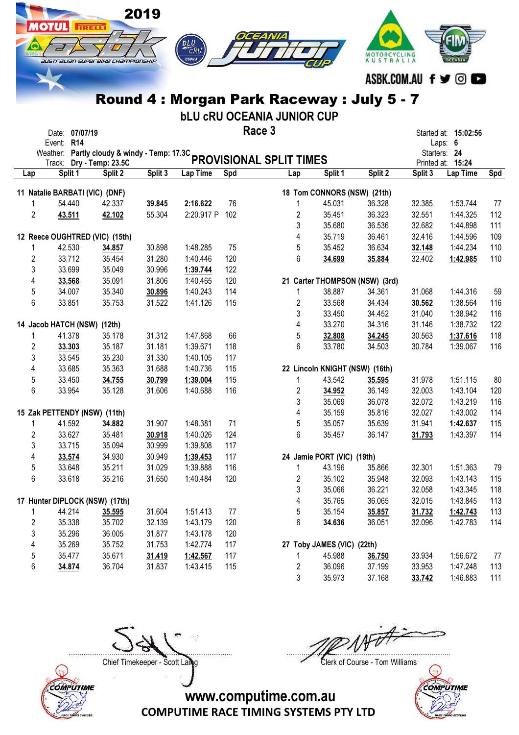# 2019 ASBK Australian Superbike Championship

## Round 4 : Morgan Park Raceway : July 5 - 7

### bLU cRU OCEANIA JUNIOR CUP

### Race 3

Date: **07/07/19**
Event: **R14**
Weather: **Partly cloudy & windy - Temp: 17.3C**
Track: **Dry - Temp: 23.5C**

Started at: **15:02:56**
Laps: **6**
Starters: **24**
Printed at: **15:24**

## PROVISIONAL SPLIT TIMES

**11 Natalie BARBATI (VIC) (DNF)**

| Lap | Split 1 | Split 2 | Split 3 | Lap Time | Spd |
|---|---|---|---|---|---|
| 1 | 54.440 | 42.337 | **39.845** | **2:16.622** | 76 |
| 2 | **43.511** | **42.102** | 55.304 | 2:20.917 P | 102 |

**12 Reece OUGHTRED (VIC) (15th)**

| Lap | Split 1 | Split 2 | Split 3 | Lap Time | Spd |
|---|---|---|---|---|---|
| 1 | 42.530 | **34.857** | 30.898 | 1:48.285 | 75 |
| 2 | 33.712 | 35.454 | 31.280 | 1:40.446 | 120 |
| 3 | 33.699 | 35.049 | 30.996 | **1:39.744** | 122 |
| 4 | **33.568** | 35.091 | 31.806 | 1:40.465 | 120 |
| 5 | 34.007 | 35.340 | **30.896** | 1:40.243 | 114 |
| 6 | 33.851 | 35.753 | 31.522 | 1:41.126 | 115 |

**14 Jacob HATCH (NSW) (12th)**

| Lap | Split 1 | Split 2 | Split 3 | Lap Time | Spd |
|---|---|---|---|---|---|
| 1 | 41.378 | 35.178 | 31.312 | 1:47.868 | 66 |
| 2 | **33.303** | 35.187 | 31.181 | 1:39.671 | 118 |
| 3 | 33.545 | 35.230 | 31.330 | 1:40.105 | 117 |
| 4 | 33.685 | 35.363 | 31.688 | 1:40.736 | 115 |
| 5 | 33.450 | **34.755** | **30.799** | **1:39.004** | 115 |
| 6 | 33.954 | 35.128 | 31.606 | 1:40.688 | 116 |

**15 Zak PETTENDY (NSW) (11th)**

| Lap | Split 1 | Split 2 | Split 3 | Lap Time | Spd |
|---|---|---|---|---|---|
| 1 | 41.592 | **34.882** | 31.907 | 1:48.381 | 71 |
| 2 | 33.627 | 35.481 | **30.918** | 1:40.026 | 124 |
| 3 | 33.715 | 35.094 | 30.999 | 1:39.808 | 117 |
| 4 | **33.574** | 34.930 | 30.949 | **1:39.453** | 117 |
| 5 | 33.648 | 35.211 | 31.029 | 1:39.888 | 116 |
| 6 | 33.618 | 35.216 | 31.650 | 1:40.484 | 120 |

**17 Hunter DIPLOCK (NSW) (17th)**

| Lap | Split 1 | Split 2 | Split 3 | Lap Time | Spd |
|---|---|---|---|---|---|
| 1 | 44.214 | **35.595** | 31.604 | 1:51.413 | 77 |
| 2 | 35.338 | 35.702 | 32.139 | 1:43.179 | 120 |
| 3 | 35.296 | 36.005 | 31.877 | 1:43.178 | 120 |
| 4 | 35.269 | 35.752 | 31.753 | 1:42.774 | 117 |
| 5 | 35.477 | 35.671 | **31.419** | **1:42.567** | 117 |
| 6 | **34.874** | 36.704 | 31.837 | 1:43.415 | 115 |

**18 Tom CONNORS (NSW) (21th)**

| Lap | Split 1 | Split 2 | Split 3 | Lap Time | Spd |
|---|---|---|---|---|---|
| 1 | 45.031 | 36.328 | 32.385 | 1:53.744 | 77 |
| 2 | 35.451 | 36.323 | 32.551 | 1:44.325 | 112 |
| 3 | 35.680 | 36.536 | 32.682 | 1:44.898 | 111 |
| 4 | 35.719 | 36.461 | 32.416 | 1:44.596 | 109 |
| 5 | 35.452 | 36.634 | **32.148** | 1:44.234 | 110 |
| 6 | **34.699** | **35.884** | 32.402 | **1:42.985** | 110 |

**21 Carter THOMPSON (NSW) (3rd)**

| Lap | Split 1 | Split 2 | Split 3 | Lap Time | Spd |
|---|---|---|---|---|---|
| 1 | 38.887 | 34.361 | 31.068 | 1:44.316 | 59 |
| 2 | 33.568 | 34.434 | **30.562** | 1:38.564 | 116 |
| 3 | 33.450 | 34.452 | 31.040 | 1:38.942 | 116 |
| 4 | 33.270 | 34.316 | 31.146 | 1:38.732 | 122 |
| 5 | **32.808** | **34.245** | 30.563 | **1:37.616** | 118 |
| 6 | 33.780 | 34.503 | 30.784 | 1:39.067 | 116 |

**22 Lincoln KNIGHT (NSW) (16th)**

| Lap | Split 1 | Split 2 | Split 3 | Lap Time | Spd |
|---|---|---|---|---|---|
| 1 | 43.542 | **35.595** | 31.978 | 1:51.115 | 80 |
| 2 | **34.952** | 36.149 | 32.003 | 1:43.104 | 120 |
| 3 | 35.069 | 36.078 | 32.072 | 1:43.219 | 116 |
| 4 | 35.159 | 35.816 | 32.027 | 1:43.002 | 114 |
| 5 | 35.057 | 35.639 | 31.941 | **1:42.637** | 115 |
| 6 | 35.457 | 36.147 | **31.793** | 1:43.397 | 114 |

**24 Jamie PORT (VIC) (19th)**

| Lap | Split 1 | Split 2 | Split 3 | Lap Time | Spd |
|---|---|---|---|---|---|
| 1 | 43.196 | 35.866 | 32.301 | 1:51.363 | 79 |
| 2 | 35.102 | 35.948 | 32.093 | 1:43.143 | 115 |
| 3 | 35.066 | 36.221 | 32.058 | 1:43.345 | 118 |
| 4 | 35.765 | 36.065 | 32.015 | 1:43.845 | 113 |
| 5 | 35.154 | **35.857** | **31.732** | **1:42.743** | 113 |
| 6 | **34.636** | 36.051 | 32.096 | 1:42.783 | 114 |

**27 Toby JAMES (VIC) (22th)**

| Lap | Split 1 | Split 2 | Split 3 | Lap Time | Spd |
|---|---|---|---|---|---|
| 1 | 45.988 | **36.750** | 33.934 | 1:56.672 | 77 |
| 2 | 36.096 | 37.199 | 33.953 | 1:47.248 | 113 |
| 3 | 35.973 | 37.168 | **33.742** | 1:46.883 | 111 |

Chief Timekeeper - Scott Laing

Clerk of Course - Tom Williams

www.computime.com.au
COMPUTIME RACE TIMING SYSTEMS PTY LTD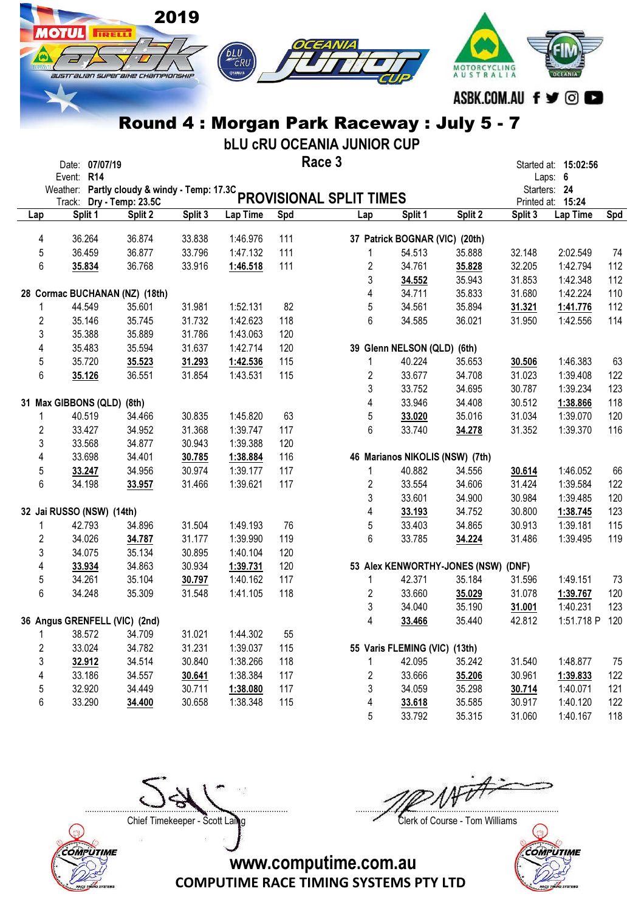# Round 4 : Morgan Park Raceway : July 5 - 7

## bLU cRU OCEANIA JUNIOR CUP

### Race 3

Date: **07/07/19**
Event: **R14**
Weather: **Partly cloudy & windy - Temp: 17.3C**
Track: **Dry - Temp: 23.5C**

Started at: **15:02:56**
Laps: **6**
Starters: **24**
Printed at: **15:24**

## PROVISIONAL SPLIT TIMES

| Lap | Split 1 | Split 2 | Split 3 | Lap Time | Spd |
|---|---|---|---|---|---|
| 4 | 36.264 | 36.874 | 33.838 | 1:46.976 | 111 |
| 5 | 36.459 | 36.877 | 33.796 | 1:47.132 | 111 |
| 6 | **35.834** | 36.768 | 33.916 | **1:46.518** | 111 |

**28 Cormac BUCHANAN (NZ) (18th)**

| Lap | Split 1 | Split 2 | Split 3 | Lap Time | Spd |
|---|---|---|---|---|---|
| 1 | 44.549 | 35.601 | 31.981 | 1:52.131 | 82 |
| 2 | 35.146 | 35.745 | 31.732 | 1:42.623 | 118 |
| 3 | 35.388 | 35.889 | 31.786 | 1:43.063 | 120 |
| 4 | 35.483 | 35.594 | 31.637 | 1:42.714 | 120 |
| 5 | 35.720 | **35.523** | **31.293** | **1:42.536** | 115 |
| 6 | **35.126** | 36.551 | 31.854 | 1:43.531 | 115 |

**31 Max GIBBONS (QLD) (8th)**

| Lap | Split 1 | Split 2 | Split 3 | Lap Time | Spd |
|---|---|---|---|---|---|
| 1 | 40.519 | 34.466 | 30.835 | 1:45.820 | 63 |
| 2 | 33.427 | 34.952 | 31.368 | 1:39.747 | 117 |
| 3 | 33.568 | 34.877 | 30.943 | 1:39.388 | 120 |
| 4 | 33.698 | 34.401 | **30.785** | **1:38.884** | 116 |
| 5 | **33.247** | 34.956 | 30.974 | 1:39.177 | 117 |
| 6 | 34.198 | **33.957** | 31.466 | 1:39.621 | 117 |

**32 Jai RUSSO (NSW) (14th)**

| Lap | Split 1 | Split 2 | Split 3 | Lap Time | Spd |
|---|---|---|---|---|---|
| 1 | 42.793 | 34.896 | 31.504 | 1:49.193 | 76 |
| 2 | 34.026 | **34.787** | 31.177 | 1:39.990 | 119 |
| 3 | 34.075 | 35.134 | 30.895 | 1:40.104 | 120 |
| 4 | **33.934** | 34.863 | 30.934 | **1:39.731** | 120 |
| 5 | 34.261 | 35.104 | **30.797** | 1:40.162 | 117 |
| 6 | 34.248 | 35.309 | 31.548 | 1:41.105 | 118 |

**36 Angus GRENFELL (VIC) (2nd)**

| Lap | Split 1 | Split 2 | Split 3 | Lap Time | Spd |
|---|---|---|---|---|---|
| 1 | 38.572 | 34.709 | 31.021 | 1:44.302 | 55 |
| 2 | 33.024 | 34.782 | 31.231 | 1:39.037 | 115 |
| 3 | **32.912** | 34.514 | 30.840 | 1:38.266 | 118 |
| 4 | 33.186 | 34.557 | **30.641** | 1:38.384 | 117 |
| 5 | 32.920 | 34.449 | 30.711 | **1:38.080** | 117 |
| 6 | 33.290 | **34.400** | 30.658 | 1:38.348 | 115 |

**37 Patrick BOGNAR (VIC) (20th)**

| Lap | Split 1 | Split 2 | Split 3 | Lap Time | Spd |
|---|---|---|---|---|---|
| 1 | 54.513 | 35.888 | 32.148 | 2:02.549 | 74 |
| 2 | 34.761 | **35.828** | 32.205 | 1:42.794 | 112 |
| 3 | **34.552** | 35.943 | 31.853 | 1:42.348 | 112 |
| 4 | 34.711 | 35.833 | 31.680 | 1:42.224 | 110 |
| 5 | 34.561 | 35.894 | **31.321** | **1:41.776** | 112 |
| 6 | 34.585 | 36.021 | 31.950 | 1:42.556 | 114 |

**39 Glenn NELSON (QLD) (6th)**

| Lap | Split 1 | Split 2 | Split 3 | Lap Time | Spd |
|---|---|---|---|---|---|
| 1 | 40.224 | 35.653 | **30.506** | 1:46.383 | 63 |
| 2 | 33.677 | 34.708 | 31.023 | 1:39.408 | 122 |
| 3 | 33.752 | 34.695 | 30.787 | 1:39.234 | 123 |
| 4 | 33.946 | 34.408 | 30.512 | **1:38.866** | 118 |
| 5 | **33.020** | 35.016 | 31.034 | 1:39.070 | 120 |
| 6 | 33.740 | **34.278** | 31.352 | 1:39.370 | 116 |

**46 Marianos NIKOLIS (NSW) (7th)**

| Lap | Split 1 | Split 2 | Split 3 | Lap Time | Spd |
|---|---|---|---|---|---|
| 1 | 40.882 | 34.556 | **30.614** | 1:46.052 | 66 |
| 2 | 33.554 | 34.606 | 31.424 | 1:39.584 | 122 |
| 3 | 33.601 | 34.900 | 30.984 | 1:39.485 | 120 |
| 4 | **33.193** | 34.752 | 30.800 | **1:38.745** | 123 |
| 5 | 33.403 | 34.865 | 30.913 | 1:39.181 | 115 |
| 6 | 33.785 | **34.224** | 31.486 | 1:39.495 | 119 |

**53 Alex KENWORTHY-JONES (NSW) (DNF)**

| Lap | Split 1 | Split 2 | Split 3 | Lap Time | Spd |
|---|---|---|---|---|---|
| 1 | 42.371 | 35.184 | 31.596 | 1:49.151 | 73 |
| 2 | 33.660 | **35.029** | 31.078 | **1:39.767** | 120 |
| 3 | 34.040 | 35.190 | **31.001** | 1:40.231 | 123 |
| 4 | **33.466** | 35.440 | 42.812 | 1:51.718 P | 120 |

**55 Varis FLEMING (VIC) (13th)**

| Lap | Split 1 | Split 2 | Split 3 | Lap Time | Spd |
|---|---|---|---|---|---|
| 1 | 42.095 | 35.242 | 31.540 | 1:48.877 | 75 |
| 2 | 33.666 | **35.206** | 30.961 | **1:39.833** | 122 |
| 3 | 34.059 | 35.298 | **30.714** | 1:40.071 | 121 |
| 4 | **33.618** | 35.585 | 30.917 | 1:40.120 | 122 |
| 5 | 33.792 | 35.315 | 31.060 | 1:40.167 | 118 |

Chief Timekeeper - Scott Laing

Clerk of Course - Tom Williams

www.computime.com.au
COMPUTIME RACE TIMING SYSTEMS PTY LTD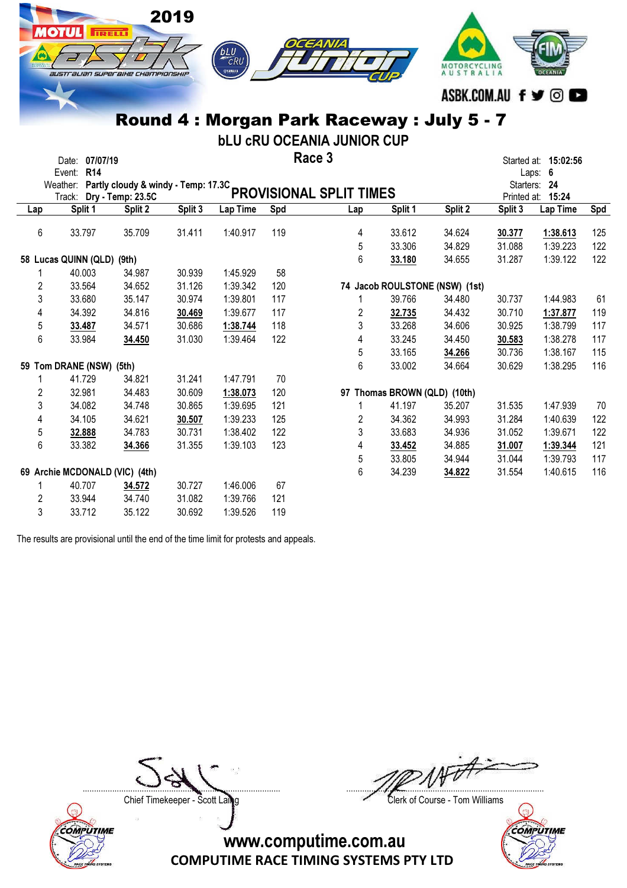## Round 4 : Morgan Park Raceway : July 5 - 7

### bLU cRU OCEANIA JUNIOR CUP

### Race 3

Date: **07/07/19**
Event: **R14**
Weather: **Partly cloudy & windy - Temp: 17.3C**
Track: **Dry - Temp: 23.5C**

Started at: **15:02:56**
Laps: **6**
Starters: **24**
Printed at: **15:24**

### PROVISIONAL SPLIT TIMES

| Lap | Split 1 | Split 2 | Split 3 | Lap Time | Spd |
|---|---|---|---|---|---|
| 6 | 33.797 | 35.709 | 31.411 | 1:40.917 | 119 |

**58 Lucas QUINN (QLD) (9th)**

| Lap | Split 1 | Split 2 | Split 3 | Lap Time | Spd |
|---|---|---|---|---|---|
| 1 | 40.003 | 34.987 | 30.939 | 1:45.929 | 58 |
| 2 | 33.564 | 34.652 | 31.126 | 1:39.342 | 120 |
| 3 | 33.680 | 35.147 | 30.974 | 1:39.801 | 117 |
| 4 | 34.392 | 34.816 | **30.469** | 1:39.677 | 117 |
| 5 | **33.487** | 34.571 | 30.686 | **1:38.744** | 118 |
| 6 | 33.984 | **34.450** | 31.030 | 1:39.464 | 122 |

**59 Tom DRANE (NSW) (5th)**

| Lap | Split 1 | Split 2 | Split 3 | Lap Time | Spd |
|---|---|---|---|---|---|
| 1 | 41.729 | 34.821 | 31.241 | 1:47.791 | 70 |
| 2 | 32.981 | 34.483 | 30.609 | **1:38.073** | 120 |
| 3 | 34.082 | 34.748 | 30.865 | 1:39.695 | 121 |
| 4 | 34.105 | 34.621 | **30.507** | 1:39.233 | 125 |
| 5 | **32.888** | 34.783 | 30.731 | 1:38.402 | 122 |
| 6 | 33.382 | **34.366** | 31.355 | 1:39.103 | 123 |

**69 Archie MCDONALD (VIC) (4th)**

| Lap | Split 1 | Split 2 | Split 3 | Lap Time | Spd |
|---|---|---|---|---|---|
| 1 | 40.707 | **34.572** | 30.727 | 1:46.006 | 67 |
| 2 | 33.944 | 34.740 | 31.082 | 1:39.766 | 121 |
| 3 | 33.712 | 35.122 | 30.692 | 1:39.526 | 119 |
| 4 | 33.612 | 34.624 | **30.377** | **1:38.613** | 125 |
| 5 | 33.306 | 34.829 | 31.088 | 1:39.223 | 122 |
| 6 | **33.180** | 34.655 | 31.287 | 1:39.122 | 122 |

**74 Jacob ROULSTONE (NSW) (1st)**

| Lap | Split 1 | Split 2 | Split 3 | Lap Time | Spd |
|---|---|---|---|---|---|
| 1 | 39.766 | 34.480 | 30.737 | 1:44.983 | 61 |
| 2 | **32.735** | 34.432 | 30.710 | **1:37.877** | 119 |
| 3 | 33.268 | 34.606 | 30.925 | 1:38.799 | 117 |
| 4 | 33.245 | 34.450 | **30.583** | 1:38.278 | 117 |
| 5 | 33.165 | **34.266** | 30.736 | 1:38.167 | 115 |
| 6 | 33.002 | 34.664 | 30.629 | 1:38.295 | 116 |

**97 Thomas BROWN (QLD) (10th)**

| Lap | Split 1 | Split 2 | Split 3 | Lap Time | Spd |
|---|---|---|---|---|---|
| 1 | 41.197 | 35.207 | 31.535 | 1:47.939 | 70 |
| 2 | 34.362 | 34.993 | 31.284 | 1:40.639 | 122 |
| 3 | 33.683 | 34.936 | 31.052 | 1:39.671 | 122 |
| 4 | **33.452** | 34.885 | **31.007** | **1:39.344** | 121 |
| 5 | 33.805 | 34.944 | 31.044 | 1:39.793 | 117 |
| 6 | 34.239 | **34.822** | 31.554 | 1:40.615 | 116 |

The results are provisional until the end of the time limit for protests and appeals.

Chief Timekeeper - Scott Laing

Clerk of Course - Tom Williams

www.computime.com.au
COMPUTIME RACE TIMING SYSTEMS PTY LTD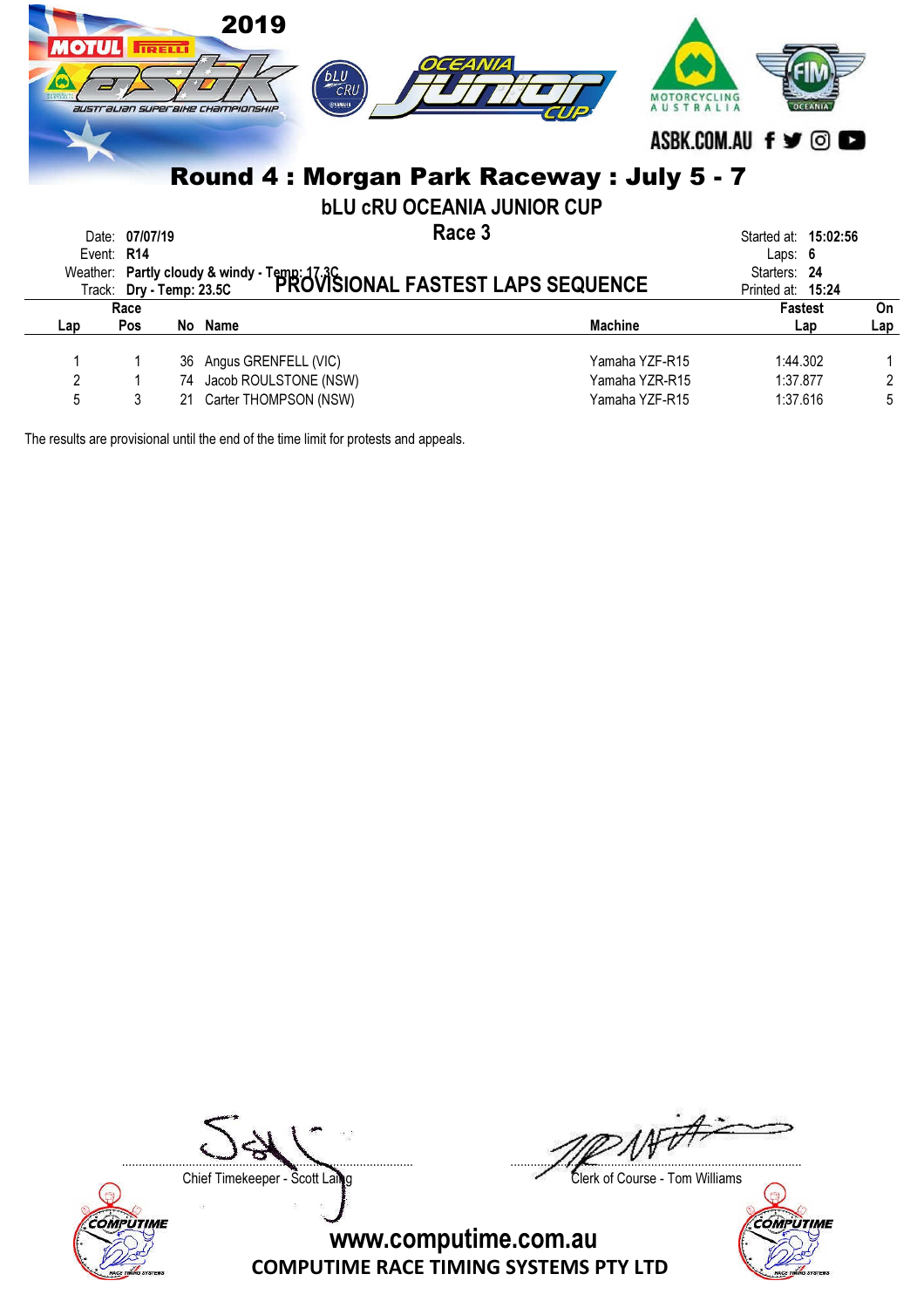2019

ASBK.COM.AU

## Round 4 : Morgan Park Raceway : July 5 - 7

### bLU cRU OCEANIA JUNIOR CUP

### Race 3

Date: **07/07/19**
Event: **R14**
Weather: **Partly cloudy & windy - Temp: 17.3C**
Track: **Dry - Temp: 23.5C**

Started at: **15:02:56**
Laps: **6**
Starters: **24**
Printed at: **15:24**

### PROVISIONAL FASTEST LAPS SEQUENCE

| Lap | Race Pos | No | Name | Machine | Fastest Lap | On Lap |
|---|---|---|---|---|---|---|
| 1 | 1 | 36 | Angus GRENFELL (VIC) | Yamaha YZF-R15 | 1:44.302 | 1 |
| 2 | 1 | 74 | Jacob ROULSTONE (NSW) | Yamaha YZR-R15 | 1:37.877 | 2 |
| 5 | 3 | 21 | Carter THOMPSON (NSW) | Yamaha YZF-R15 | 1:37.616 | 5 |

The results are provisional until the end of the time limit for protests and appeals.

Chief Timekeeper - Scott Laing

Clerk of Course - Tom Williams

www.computime.com.au
COMPUTIME RACE TIMING SYSTEMS PTY LTD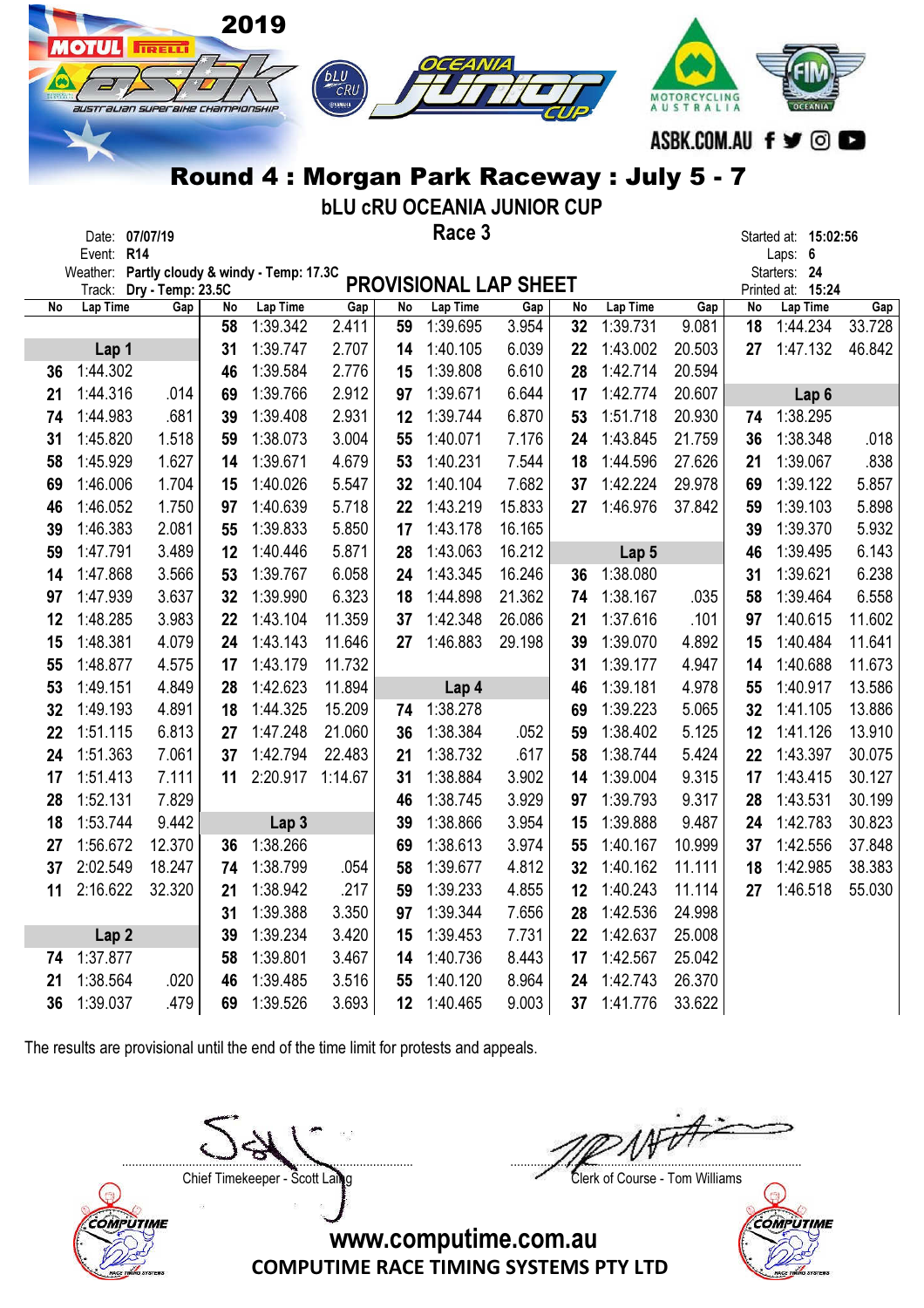# Round 4 : Morgan Park Raceway : July 5 - 7

## bLU cRU OCEANIA JUNIOR CUP

### Race 3

Date: 07/07/19
Event: R14
Weather: Partly cloudy & windy - Temp: 17.3C
Track: Dry - Temp: 23.5C

Started at: 15:02:56
Laps: 6
Starters: 24
Printed at: 15:24

## PROVISIONAL LAP SHEET

| No | Lap Time | Gap | No | Lap Time | Gap | No | Lap Time | Gap | No | Lap Time | Gap | No | Lap Time | Gap |
|---|---|---|---|---|---|---|---|---|---|---|---|---|---|---|
| | | | 58 | 1:39.342 | 2.411 | 59 | 1:39.695 | 3.954 | 32 | 1:39.731 | 9.081 | 18 | 1:44.234 | 33.728 |
| | Lap 1 | | 31 | 1:39.747 | 2.707 | 14 | 1:40.105 | 6.039 | 22 | 1:43.002 | 20.503 | 27 | 1:47.132 | 46.842 |
| 36 | 1:44.302 | | 46 | 1:39.584 | 2.776 | 15 | 1:39.808 | 6.610 | 28 | 1:42.714 | 20.594 | | | |
| 21 | 1:44.316 | .014 | 69 | 1:39.766 | 2.912 | 97 | 1:39.671 | 6.644 | 17 | 1:42.774 | 20.607 | | Lap 6 | |
| 74 | 1:44.983 | .681 | 39 | 1:39.408 | 2.931 | 12 | 1:39.744 | 6.870 | 53 | 1:51.718 | 20.930 | 74 | 1:38.295 | |
| 31 | 1:45.820 | 1.518 | 59 | 1:38.073 | 3.004 | 55 | 1:40.071 | 7.176 | 24 | 1:43.845 | 21.759 | 36 | 1:38.348 | .018 |
| 58 | 1:45.929 | 1.627 | 14 | 1:39.671 | 4.679 | 53 | 1:40.231 | 7.544 | 18 | 1:44.596 | 27.626 | 21 | 1:39.067 | .838 |
| 69 | 1:46.006 | 1.704 | 15 | 1:40.026 | 5.547 | 32 | 1:40.104 | 7.682 | 37 | 1:42.224 | 29.978 | 69 | 1:39.122 | 5.857 |
| 46 | 1:46.052 | 1.750 | 97 | 1:40.639 | 5.718 | 22 | 1:43.219 | 15.833 | 27 | 1:46.976 | 37.842 | 59 | 1:39.103 | 5.898 |
| 39 | 1:46.383 | 2.081 | 55 | 1:39.833 | 5.850 | 17 | 1:43.178 | 16.165 | | | | 39 | 1:39.370 | 5.932 |
| 59 | 1:47.791 | 3.489 | 12 | 1:40.446 | 5.871 | 28 | 1:43.063 | 16.212 | | Lap 5 | | 46 | 1:39.495 | 6.143 |
| 14 | 1:47.868 | 3.566 | 53 | 1:39.767 | 6.058 | 24 | 1:43.345 | 16.246 | 36 | 1:38.080 | | 31 | 1:39.621 | 6.238 |
| 97 | 1:47.939 | 3.637 | 32 | 1:39.990 | 6.323 | 18 | 1:44.898 | 21.362 | 74 | 1:38.167 | .035 | 58 | 1:39.464 | 6.558 |
| 12 | 1:48.285 | 3.983 | 22 | 1:43.104 | 11.359 | 37 | 1:42.348 | 26.086 | 21 | 1:37.616 | .101 | 97 | 1:40.615 | 11.602 |
| 15 | 1:48.381 | 4.079 | 24 | 1:43.143 | 11.646 | 27 | 1:46.883 | 29.198 | 39 | 1:39.070 | 4.892 | 15 | 1:40.484 | 11.641 |
| 55 | 1:48.877 | 4.575 | 17 | 1:43.179 | 11.732 | | | | 31 | 1:39.177 | 4.947 | 14 | 1:40.688 | 11.673 |
| 53 | 1:49.151 | 4.849 | 28 | 1:42.623 | 11.894 | | Lap 4 | | 46 | 1:39.181 | 4.978 | 55 | 1:40.917 | 13.586 |
| 32 | 1:49.193 | 4.891 | 18 | 1:44.325 | 15.209 | 74 | 1:38.278 | | 69 | 1:39.223 | 5.065 | 32 | 1:41.105 | 13.886 |
| 22 | 1:51.115 | 6.813 | 27 | 1:47.248 | 21.060 | 36 | 1:38.384 | .052 | 59 | 1:38.402 | 5.125 | 12 | 1:41.126 | 13.910 |
| 24 | 1:51.363 | 7.061 | 37 | 1:42.794 | 22.483 | 21 | 1:38.732 | .617 | 58 | 1:38.744 | 5.424 | 22 | 1:43.397 | 30.075 |
| 17 | 1:51.413 | 7.111 | 11 | 2:20.917 | 1:14.67 | 31 | 1:38.884 | 3.902 | 14 | 1:39.004 | 9.315 | 17 | 1:43.415 | 30.127 |
| 28 | 1:52.131 | 7.829 | | | | 46 | 1:38.745 | 3.929 | 97 | 1:39.793 | 9.317 | 28 | 1:43.531 | 30.199 |
| 18 | 1:53.744 | 9.442 | | Lap 3 | | 39 | 1:38.866 | 3.954 | 15 | 1:39.888 | 9.487 | 24 | 1:42.783 | 30.823 |
| 27 | 1:56.672 | 12.370 | 36 | 1:38.266 | | 69 | 1:38.613 | 3.974 | 55 | 1:40.167 | 10.999 | 37 | 1:42.556 | 37.848 |
| 37 | 2:02.549 | 18.247 | 74 | 1:38.799 | .054 | 58 | 1:39.677 | 4.812 | 32 | 1:40.162 | 11.111 | 18 | 1:42.985 | 38.383 |
| 11 | 2:16.622 | 32.320 | 21 | 1:38.942 | .217 | 59 | 1:39.233 | 4.855 | 12 | 1:40.243 | 11.114 | 27 | 1:46.518 | 55.030 |
| | | | 31 | 1:39.388 | 3.350 | 97 | 1:39.344 | 7.656 | 28 | 1:42.536 | 24.998 | | | |
| | Lap 2 | | 39 | 1:39.234 | 3.420 | 15 | 1:39.453 | 7.731 | 22 | 1:42.637 | 25.008 | | | |
| 74 | 1:37.877 | | 58 | 1:39.801 | 3.467 | 14 | 1:40.736 | 8.443 | 17 | 1:42.567 | 25.042 | | | |
| 21 | 1:38.564 | .020 | 46 | 1:39.485 | 3.516 | 55 | 1:40.120 | 8.964 | 24 | 1:42.743 | 26.370 | | | |
| 36 | 1:39.037 | .479 | 69 | 1:39.526 | 3.693 | 12 | 1:40.465 | 9.003 | 37 | 1:41.776 | 33.622 | | | |

The results are provisional until the end of the time limit for protests and appeals.

Chief Timekeeper - Scott Laing

Clerk of Course - Tom Williams

www.computime.com.au
COMPUTIME RACE TIMING SYSTEMS PTY LTD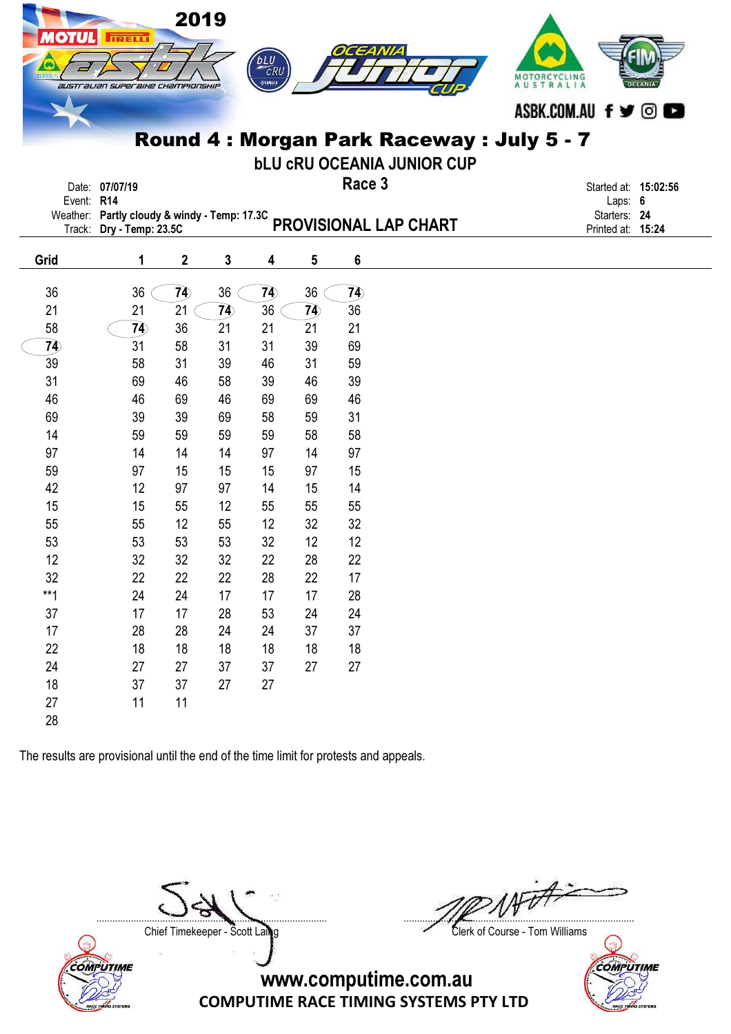# Round 4 : Morgan Park Raceway : July 5 - 7

## bLU cRU OCEANIA JUNIOR CUP

### Race 3

Date: 07/07/19
Event: R14
Weather: Partly cloudy & windy - Temp: 17.3C
Track: Dry - Temp: 23.5C

## PROVISIONAL LAP CHART

Started at: 15:02:56
Laps: 6
Starters: 24
Printed at: 15:24

| Grid | 1 | 2 | 3 | 4 | 5 | 6 |
|---|---|---|---|---|---|---|
| 36 | 36 | 74 | 36 | 74 | 36 | 74 |
| 21 | 21 | 21 | 74 | 36 | 74 | 36 |
| 58 | 74 | 36 | 21 | 21 | 21 | 21 |
| 74 | 31 | 58 | 31 | 31 | 39 | 69 |
| 39 | 58 | 31 | 39 | 46 | 31 | 59 |
| 31 | 69 | 46 | 58 | 39 | 46 | 39 |
| 46 | 46 | 69 | 46 | 69 | 69 | 46 |
| 69 | 39 | 39 | 69 | 58 | 59 | 31 |
| 14 | 59 | 59 | 59 | 59 | 58 | 58 |
| 97 | 14 | 14 | 14 | 97 | 14 | 97 |
| 59 | 97 | 15 | 15 | 15 | 97 | 15 |
| 42 | 12 | 97 | 97 | 14 | 15 | 14 |
| 15 | 15 | 55 | 12 | 55 | 55 | 55 |
| 55 | 55 | 12 | 55 | 12 | 32 | 32 |
| 53 | 53 | 53 | 53 | 32 | 12 | 12 |
| 12 | 32 | 32 | 32 | 22 | 28 | 22 |
| 32 | 22 | 22 | 22 | 28 | 22 | 17 |
| **1 | 24 | 24 | 17 | 17 | 17 | 28 |
| 37 | 17 | 17 | 28 | 53 | 24 | 24 |
| 17 | 28 | 28 | 24 | 24 | 37 | 37 |
| 22 | 18 | 18 | 18 | 18 | 18 | 18 |
| 24 | 27 | 27 | 37 | 37 | 27 | 27 |
| 18 | 37 | 37 | 27 | 27 | | |
| 27 | 11 | 11 | | | | |
| 28 | | | | | | |

The results are provisional until the end of the time limit for protests and appeals.

Chief Timekeeper - Scott Laing

Clerk of Course - Tom Williams

www.computime.com.au
COMPUTIME RACE TIMING SYSTEMS PTY LTD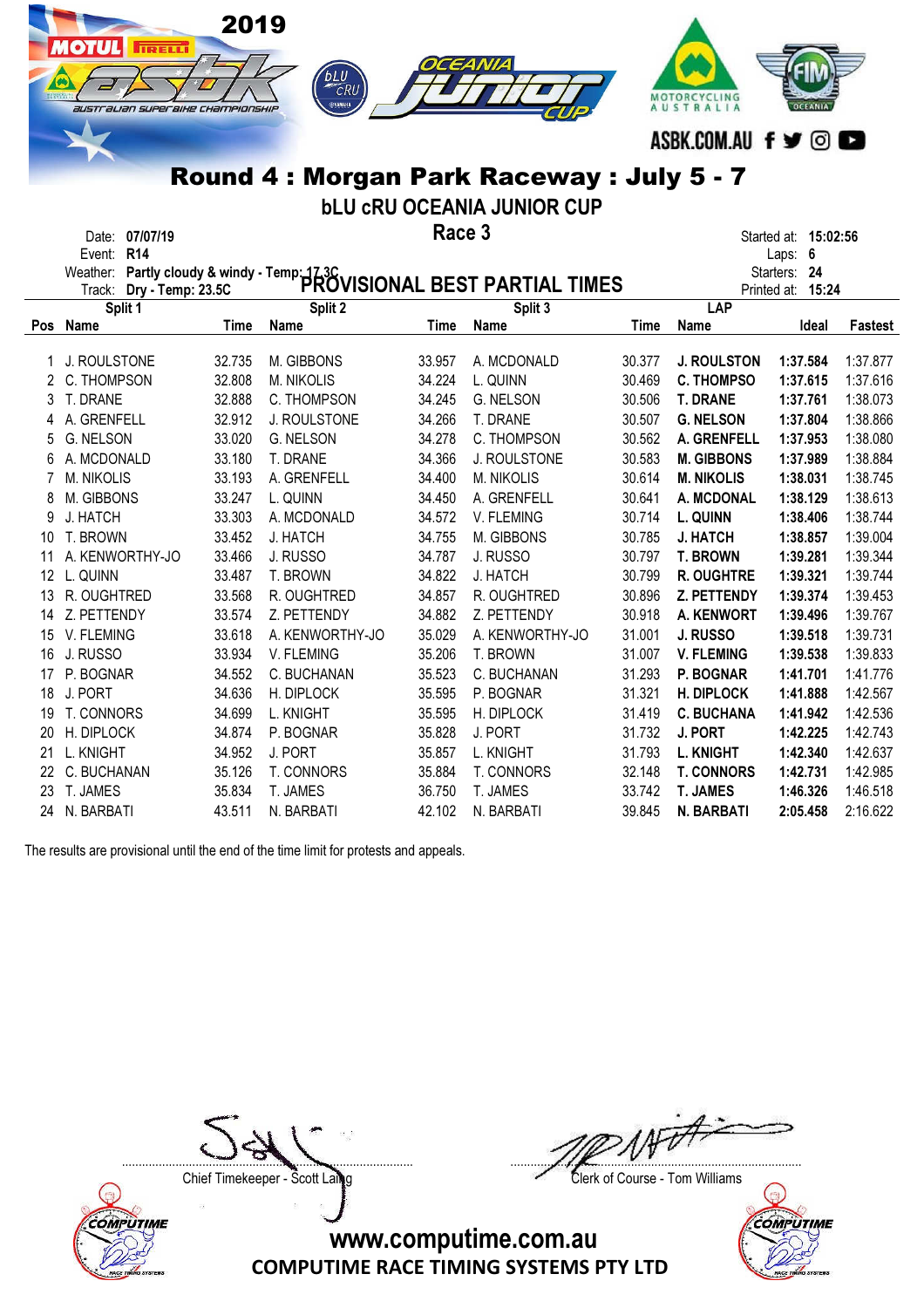2019

# Round 4 : Morgan Park Raceway : July 5 - 7

## bLU cRU OCEANIA JUNIOR CUP

### Race 3

Date: **07/07/19**
Event: **R14**
Weather: **Partly cloudy & windy - Temp: 17.3C**
Track: **Dry - Temp: 23.5C**

Started at: **15:02:56**
Laps: **6**
Starters: **24**
Printed at: **15:24**

### PROVISIONAL BEST PARTIAL TIMES

| | Split 1 | | Split 2 | | Split 3 | | LAP | | |
|---|---|---|---|---|---|---|---|---|---|
| Pos | Name | Time | Name | Time | Name | Time | Name | Ideal | Fastest |
| 1 | J. ROULSTONE | 32.735 | M. GIBBONS | 33.957 | A. MCDONALD | 30.377 | **J. ROULSTON** | **1:37.584** | 1:37.877 |
| 2 | C. THOMPSON | 32.808 | M. NIKOLIS | 34.224 | L. QUINN | 30.469 | **C. THOMPSO** | **1:37.615** | 1:37.616 |
| 3 | T. DRANE | 32.888 | C. THOMPSON | 34.245 | G. NELSON | 30.506 | **T. DRANE** | **1:37.761** | 1:38.073 |
| 4 | A. GRENFELL | 32.912 | J. ROULSTONE | 34.266 | T. DRANE | 30.507 | **G. NELSON** | **1:37.804** | 1:38.866 |
| 5 | G. NELSON | 33.020 | G. NELSON | 34.278 | C. THOMPSON | 30.562 | **A. GRENFELL** | **1:37.953** | 1:38.080 |
| 6 | A. MCDONALD | 33.180 | T. DRANE | 34.366 | J. ROULSTONE | 30.583 | **M. GIBBONS** | **1:37.989** | 1:38.884 |
| 7 | M. NIKOLIS | 33.193 | A. GRENFELL | 34.400 | M. NIKOLIS | 30.614 | **M. NIKOLIS** | **1:38.031** | 1:38.745 |
| 8 | M. GIBBONS | 33.247 | L. QUINN | 34.450 | A. GRENFELL | 30.641 | **A. MCDONAL** | **1:38.129** | 1:38.613 |
| 9 | J. HATCH | 33.303 | A. MCDONALD | 34.572 | V. FLEMING | 30.714 | **L. QUINN** | **1:38.406** | 1:38.744 |
| 10 | T. BROWN | 33.452 | J. HATCH | 34.755 | M. GIBBONS | 30.785 | **J. HATCH** | **1:38.857** | 1:39.004 |
| 11 | A. KENWORTHY-JO | 33.466 | J. RUSSO | 34.787 | J. RUSSO | 30.797 | **T. BROWN** | **1:39.281** | 1:39.344 |
| 12 | L. QUINN | 33.487 | T. BROWN | 34.822 | J. HATCH | 30.799 | **R. OUGHTRE** | **1:39.321** | 1:39.744 |
| 13 | R. OUGHTRED | 33.568 | R. OUGHTRED | 34.857 | R. OUGHTRED | 30.896 | **Z. PETTENDY** | **1:39.374** | 1:39.453 |
| 14 | Z. PETTENDY | 33.574 | Z. PETTENDY | 34.882 | Z. PETTENDY | 30.918 | **A. KENWORT** | **1:39.496** | 1:39.767 |
| 15 | V. FLEMING | 33.618 | A. KENWORTHY-JO | 35.029 | A. KENWORTHY-JO | 31.001 | **J. RUSSO** | **1:39.518** | 1:39.731 |
| 16 | J. RUSSO | 33.934 | V. FLEMING | 35.206 | T. BROWN | 31.007 | **V. FLEMING** | **1:39.538** | 1:39.833 |
| 17 | P. BOGNAR | 34.552 | C. BUCHANAN | 35.523 | C. BUCHANAN | 31.293 | **P. BOGNAR** | **1:41.701** | 1:41.776 |
| 18 | J. PORT | 34.636 | H. DIPLOCK | 35.595 | P. BOGNAR | 31.321 | **H. DIPLOCK** | **1:41.888** | 1:42.567 |
| 19 | T. CONNORS | 34.699 | L. KNIGHT | 35.595 | H. DIPLOCK | 31.419 | **C. BUCHANA** | **1:41.942** | 1:42.536 |
| 20 | H. DIPLOCK | 34.874 | P. BOGNAR | 35.828 | J. PORT | 31.732 | **J. PORT** | **1:42.225** | 1:42.743 |
| 21 | L. KNIGHT | 34.952 | J. PORT | 35.857 | L. KNIGHT | 31.793 | **L. KNIGHT** | **1:42.340** | 1:42.637 |
| 22 | C. BUCHANAN | 35.126 | T. CONNORS | 35.884 | T. CONNORS | 32.148 | **T. CONNORS** | **1:42.731** | 1:42.985 |
| 23 | T. JAMES | 35.834 | T. JAMES | 36.750 | T. JAMES | 33.742 | **T. JAMES** | **1:46.326** | 1:46.518 |
| 24 | N. BARBATI | 43.511 | N. BARBATI | 42.102 | N. BARBATI | 39.845 | **N. BARBATI** | **2:05.458** | 2:16.622 |

The results are provisional until the end of the time limit for protests and appeals.

Chief Timekeeper - Scott Laing

Clerk of Course - Tom Williams

www.computime.com.au
COMPUTIME RACE TIMING SYSTEMS PTY LTD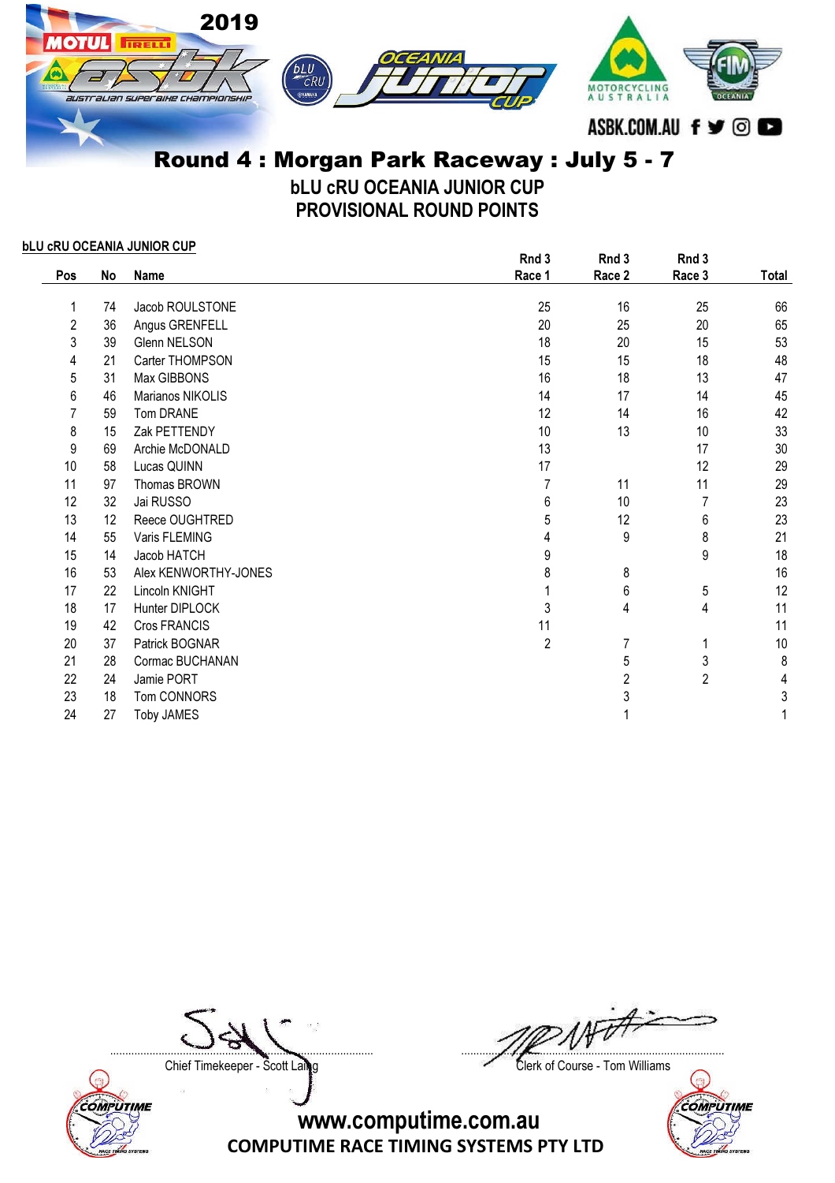# Round 4 : Morgan Park Raceway : July 5 - 7

## bLU cRU OCEANIA JUNIOR CUP

## PROVISIONAL ROUND POINTS

**bLU cRU OCEANIA JUNIOR CUP**

| Pos | No | Name | Rnd 3 Race 1 | Rnd 3 Race 2 | Rnd 3 Race 3 | Total |
|---|---|---|---|---|---|---|
| 1 | 74 | Jacob ROULSTONE | 25 | 16 | 25 | 66 |
| 2 | 36 | Angus GRENFELL | 20 | 25 | 20 | 65 |
| 3 | 39 | Glenn NELSON | 18 | 20 | 15 | 53 |
| 4 | 21 | Carter THOMPSON | 15 | 15 | 18 | 48 |
| 5 | 31 | Max GIBBONS | 16 | 18 | 13 | 47 |
| 6 | 46 | Marianos NIKOLIS | 14 | 17 | 14 | 45 |
| 7 | 59 | Tom DRANE | 12 | 14 | 16 | 42 |
| 8 | 15 | Zak PETTENDY | 10 | 13 | 10 | 33 |
| 9 | 69 | Archie McDONALD | 13 | | 17 | 30 |
| 10 | 58 | Lucas QUINN | 17 | | 12 | 29 |
| 11 | 97 | Thomas BROWN | 7 | 11 | 11 | 29 |
| 12 | 32 | Jai RUSSO | 6 | 10 | 7 | 23 |
| 13 | 12 | Reece OUGHTRED | 5 | 12 | 6 | 23 |
| 14 | 55 | Varis FLEMING | 4 | 9 | 8 | 21 |
| 15 | 14 | Jacob HATCH | 9 | | 9 | 18 |
| 16 | 53 | Alex KENWORTHY-JONES | 8 | 8 | | 16 |
| 17 | 22 | Lincoln KNIGHT | 1 | 6 | 5 | 12 |
| 18 | 17 | Hunter DIPLOCK | 3 | 4 | 4 | 11 |
| 19 | 42 | Cros FRANCIS | 11 | | | 11 |
| 20 | 37 | Patrick BOGNAR | 2 | 7 | 1 | 10 |
| 21 | 28 | Cormac BUCHANAN | | 5 | 3 | 8 |
| 22 | 24 | Jamie PORT | | 2 | 2 | 4 |
| 23 | 18 | Tom CONNORS | | 3 | | 3 |
| 24 | 27 | Toby JAMES | | 1 | | 1 |

Chief Timekeeper - Scott Laing

Clerk of Course - Tom Williams

www.computime.com.au

COMPUTIME RACE TIMING SYSTEMS PTY LTD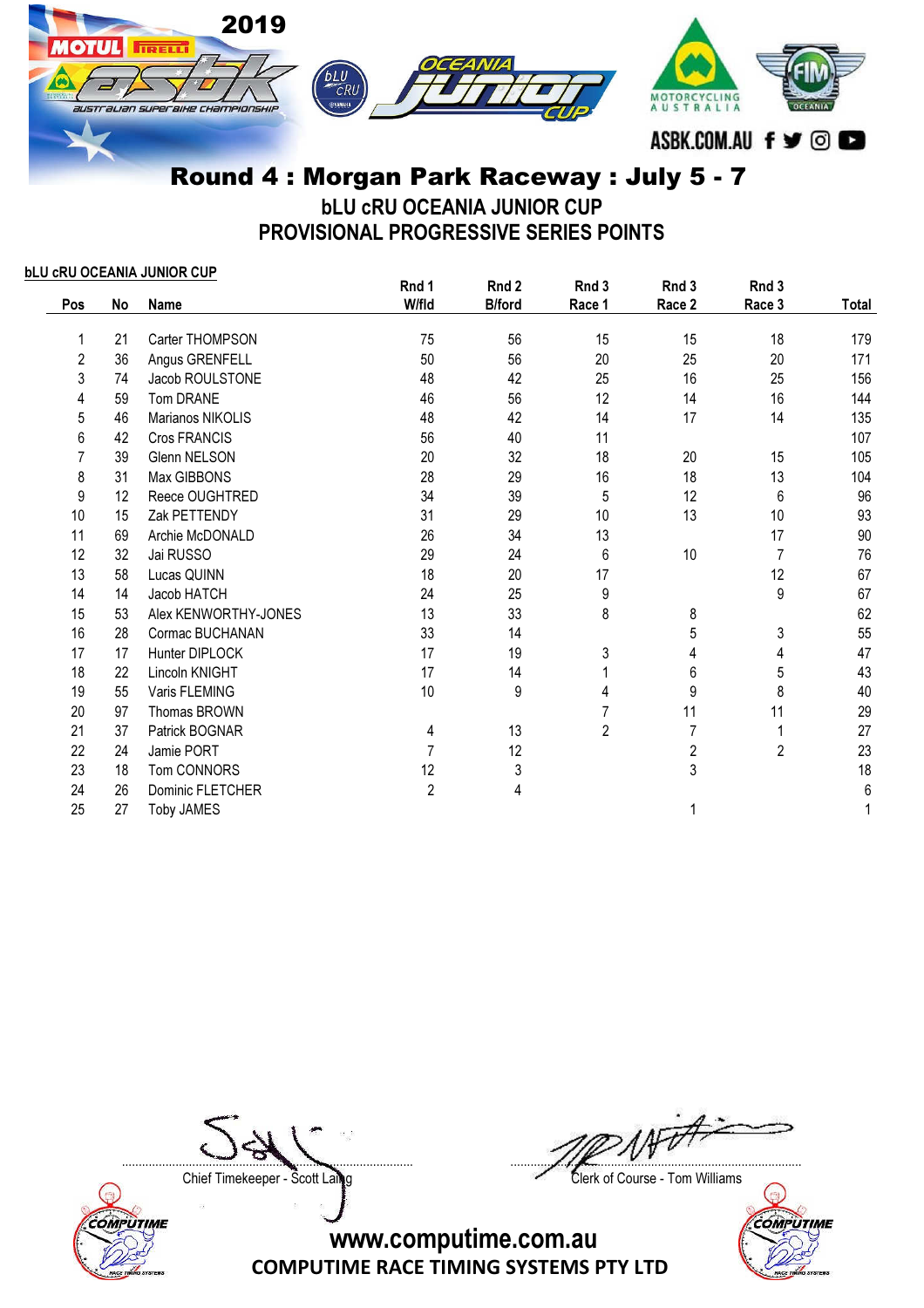# Round 4 : Morgan Park Raceway : July 5 - 7

## bLU cRU OCEANIA JUNIOR CUP

## PROVISIONAL PROGRESSIVE SERIES POINTS

**bLU cRU OCEANIA JUNIOR CUP**

| Pos | No | Name | Rnd 1 W/fld | Rnd 2 B/ford | Rnd 3 Race 1 | Rnd 3 Race 2 | Rnd 3 Race 3 | Total |
|---|---|---|---|---|---|---|---|---|
| 1 | 21 | Carter THOMPSON | 75 | 56 | 15 | 15 | 18 | 179 |
| 2 | 36 | Angus GRENFELL | 50 | 56 | 20 | 25 | 20 | 171 |
| 3 | 74 | Jacob ROULSTONE | 48 | 42 | 25 | 16 | 25 | 156 |
| 4 | 59 | Tom DRANE | 46 | 56 | 12 | 14 | 16 | 144 |
| 5 | 46 | Marianos NIKOLIS | 48 | 42 | 14 | 17 | 14 | 135 |
| 6 | 42 | Cros FRANCIS | 56 | 40 | 11 | | | 107 |
| 7 | 39 | Glenn NELSON | 20 | 32 | 18 | 20 | 15 | 105 |
| 8 | 31 | Max GIBBONS | 28 | 29 | 16 | 18 | 13 | 104 |
| 9 | 12 | Reece OUGHTRED | 34 | 39 | 5 | 12 | 6 | 96 |
| 10 | 15 | Zak PETTENDY | 31 | 29 | 10 | 13 | 10 | 93 |
| 11 | 69 | Archie McDONALD | 26 | 34 | 13 | | 17 | 90 |
| 12 | 32 | Jai RUSSO | 29 | 24 | 6 | 10 | 7 | 76 |
| 13 | 58 | Lucas QUINN | 18 | 20 | 17 | | 12 | 67 |
| 14 | 14 | Jacob HATCH | 24 | 25 | 9 | | 9 | 67 |
| 15 | 53 | Alex KENWORTHY-JONES | 13 | 33 | 8 | 8 | | 62 |
| 16 | 28 | Cormac BUCHANAN | 33 | 14 | | 5 | 3 | 55 |
| 17 | 17 | Hunter DIPLOCK | 17 | 19 | 3 | 4 | 4 | 47 |
| 18 | 22 | Lincoln KNIGHT | 17 | 14 | 1 | 6 | 5 | 43 |
| 19 | 55 | Varis FLEMING | 10 | 9 | 4 | 9 | 8 | 40 |
| 20 | 97 | Thomas BROWN | | | 7 | 11 | 11 | 29 |
| 21 | 37 | Patrick BOGNAR | 4 | 13 | 2 | 7 | 1 | 27 |
| 22 | 24 | Jamie PORT | 7 | 12 | | 2 | 2 | 23 |
| 23 | 18 | Tom CONNORS | 12 | 3 | | 3 | | 18 |
| 24 | 26 | Dominic FLETCHER | 2 | 4 | | | | 6 |
| 25 | 27 | Toby JAMES | | | | 1 | | 1 |

Chief Timekeeper - Scott Laing

Clerk of Course - Tom Williams

www.computime.com.au

COMPUTIME RACE TIMING SYSTEMS PTY LTD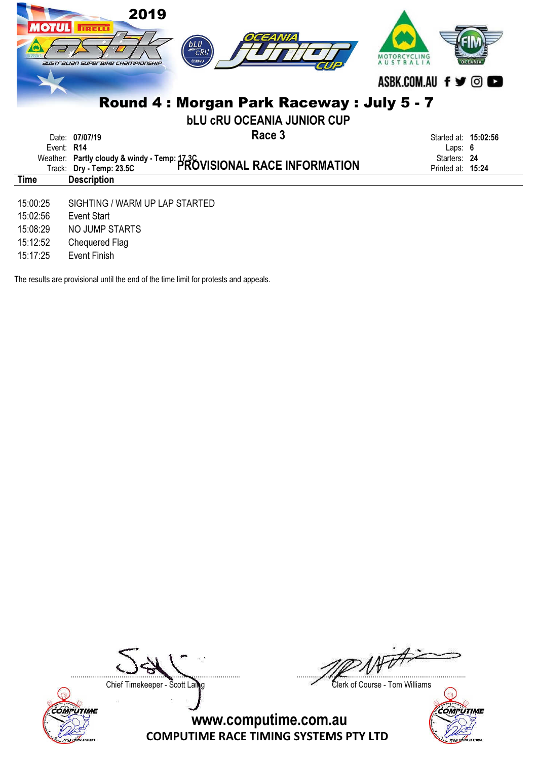## Round 4 : Morgan Park Raceway : July 5 - 7

### bLU cRU OCEANIA JUNIOR CUP

### Race 3

Date: **07/07/19**
Event: **R14**
Weather: **Partly cloudy & windy - Temp: 17.3C**
Track: **Dry - Temp: 23.5C**

Started at: **15:02:56**
Laps: **6**
Starters: **24**
Printed at: **15:24**

**PROVISIONAL RACE INFORMATION**

| Time | Description |
|---|---|
| 15:00:25 | SIGHTING / WARM UP LAP STARTED |
| 15:02:56 | Event Start |
| 15:08:29 | NO JUMP STARTS |
| 15:12:52 | Chequered Flag |
| 15:17:25 | Event Finish |

The results are provisional until the end of the time limit for protests and appeals.

Chief Timekeeper - Scott Laing

Clerk of Course - Tom Williams

www.computime.com.au
COMPUTIME RACE TIMING SYSTEMS PTY LTD